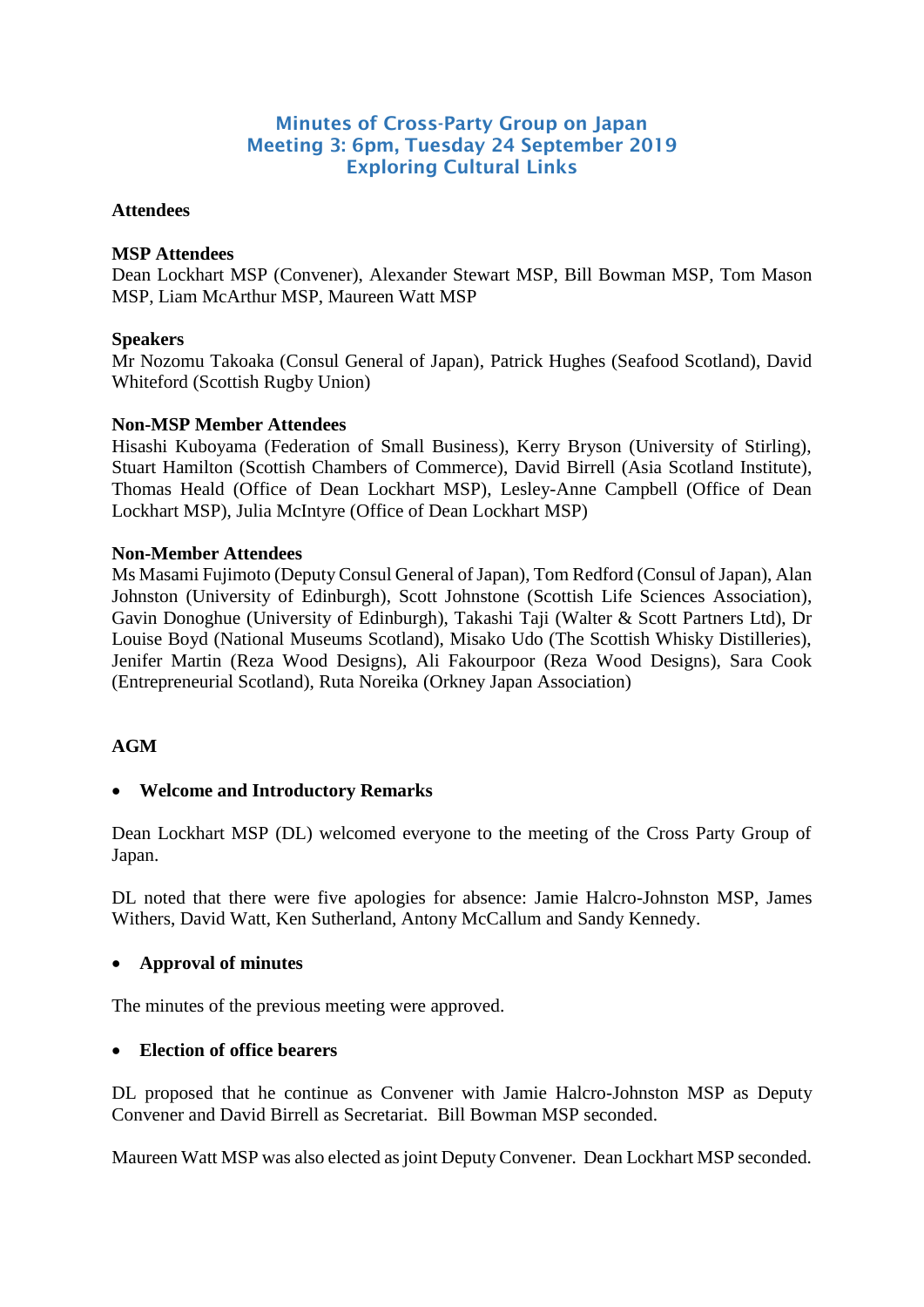# Minutes of Cross-Party Group on Japan
## Meeting 3: 6pm, Tuesday 24 September 2019
## Exploring Cultural Links

**Attendees**

**MSP Attendees**
Dean Lockhart MSP (Convener), Alexander Stewart MSP, Bill Bowman MSP, Tom Mason MSP, Liam McArthur MSP, Maureen Watt MSP

**Speakers**
Mr Nozomu Takoaka (Consul General of Japan), Patrick Hughes (Seafood Scotland), David Whiteford (Scottish Rugby Union)

**Non-MSP Member Attendees**
Hisashi Kuboyama (Federation of Small Business), Kerry Bryson (University of Stirling), Stuart Hamilton (Scottish Chambers of Commerce), David Birrell (Asia Scotland Institute), Thomas Heald (Office of Dean Lockhart MSP), Lesley-Anne Campbell (Office of Dean Lockhart MSP), Julia McIntyre (Office of Dean Lockhart MSP)

**Non-Member Attendees**
Ms Masami Fujimoto (Deputy Consul General of Japan), Tom Redford (Consul of Japan), Alan Johnston (University of Edinburgh), Scott Johnstone (Scottish Life Sciences Association), Gavin Donoghue (University of Edinburgh), Takashi Taji (Walter & Scott Partners Ltd), Dr Louise Boyd (National Museums Scotland), Misako Udo (The Scottish Whisky Distilleries), Jenifer Martin (Reza Wood Designs), Ali Fakourpoor (Reza Wood Designs), Sara Cook (Entrepreneurial Scotland), Ruta Noreika (Orkney Japan Association)

**AGM**

- **Welcome and Introductory Remarks**

Dean Lockhart MSP (DL) welcomed everyone to the meeting of the Cross Party Group of Japan.

DL noted that there were five apologies for absence: Jamie Halcro-Johnston MSP, James Withers, David Watt, Ken Sutherland, Antony McCallum and Sandy Kennedy.

- **Approval of minutes**

The minutes of the previous meeting were approved.

- **Election of office bearers**

DL proposed that he continue as Convener with Jamie Halcro-Johnston MSP as Deputy Convener and David Birrell as Secretariat. Bill Bowman MSP seconded.

Maureen Watt MSP was also elected as joint Deputy Convener. Dean Lockhart MSP seconded.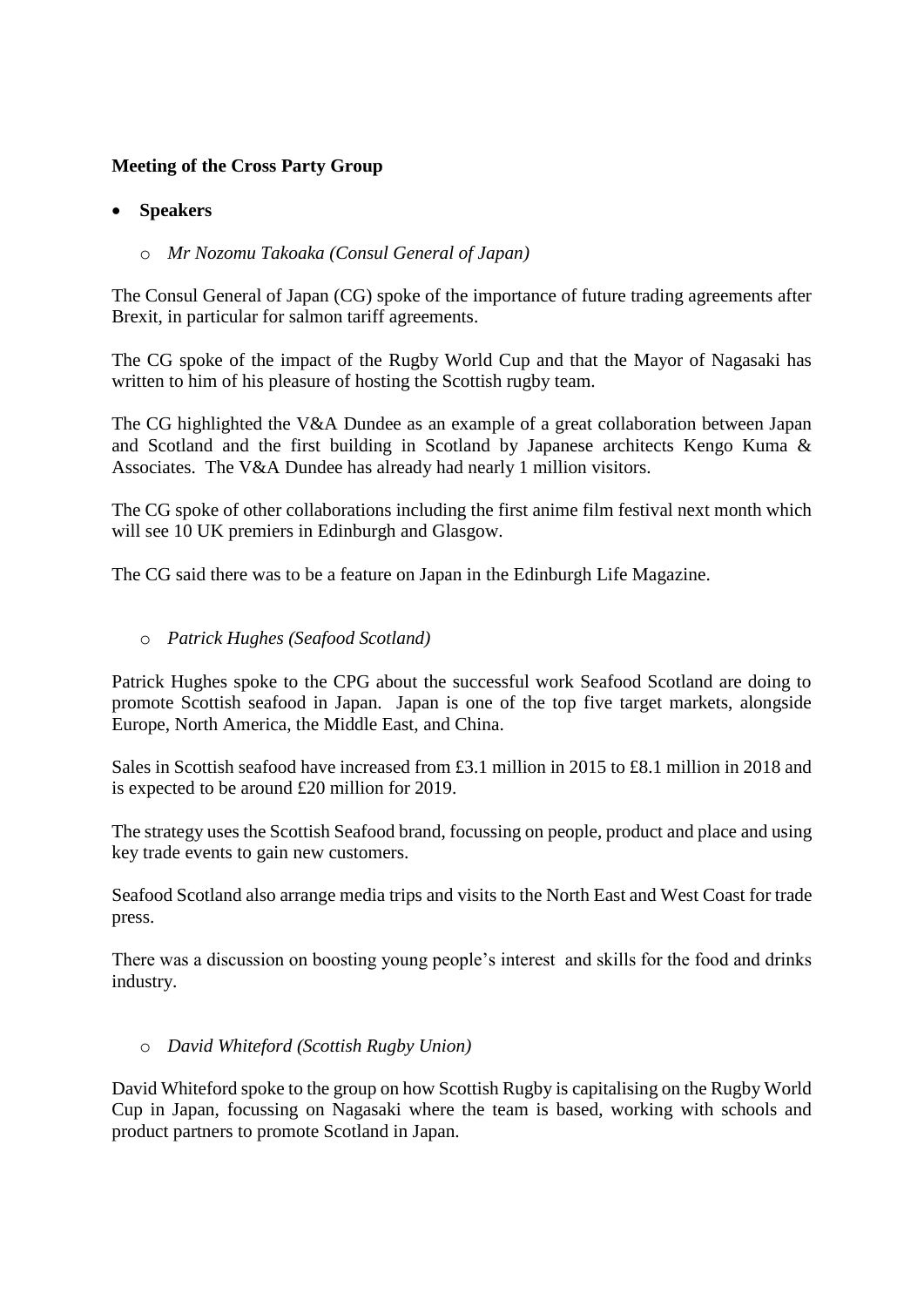**Meeting of the Cross Party Group**

- **Speakers**
  - *Mr Nozomu Takoaka (Consul General of Japan)*

The Consul General of Japan (CG) spoke of the importance of future trading agreements after Brexit, in particular for salmon tariff agreements.

The CG spoke of the impact of the Rugby World Cup and that the Mayor of Nagasaki has written to him of his pleasure of hosting the Scottish rugby team.

The CG highlighted the V&A Dundee as an example of a great collaboration between Japan and Scotland and the first building in Scotland by Japanese architects Kengo Kuma & Associates. The V&A Dundee has already had nearly 1 million visitors.

The CG spoke of other collaborations including the first anime film festival next month which will see 10 UK premiers in Edinburgh and Glasgow.

The CG said there was to be a feature on Japan in the Edinburgh Life Magazine.

- *Patrick Hughes (Seafood Scotland)*

Patrick Hughes spoke to the CPG about the successful work Seafood Scotland are doing to promote Scottish seafood in Japan. Japan is one of the top five target markets, alongside Europe, North America, the Middle East, and China.

Sales in Scottish seafood have increased from £3.1 million in 2015 to £8.1 million in 2018 and is expected to be around £20 million for 2019.

The strategy uses the Scottish Seafood brand, focussing on people, product and place and using key trade events to gain new customers.

Seafood Scotland also arrange media trips and visits to the North East and West Coast for trade press.

There was a discussion on boosting young people's interest and skills for the food and drinks industry.

- *David Whiteford (Scottish Rugby Union)*

David Whiteford spoke to the group on how Scottish Rugby is capitalising on the Rugby World Cup in Japan, focussing on Nagasaki where the team is based, working with schools and product partners to promote Scotland in Japan.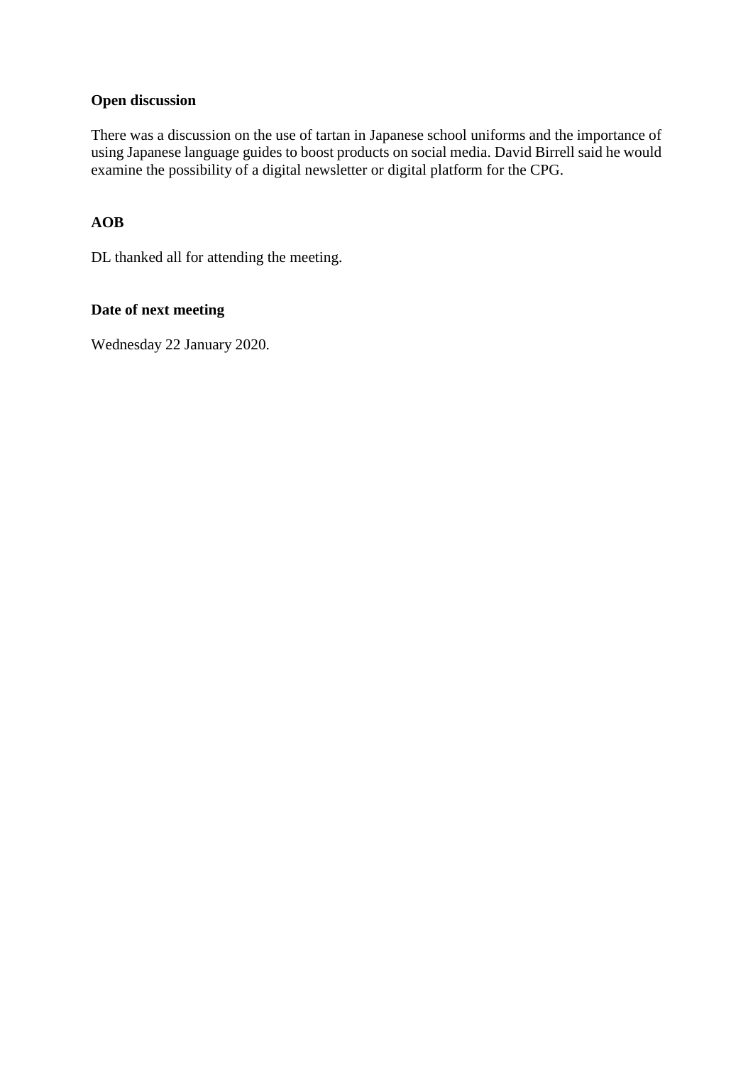**Open discussion**

There was a discussion on the use of tartan in Japanese school uniforms and the importance of using Japanese language guides to boost products on social media. David Birrell said he would examine the possibility of a digital newsletter or digital platform for the CPG.

**AOB**

DL thanked all for attending the meeting.

**Date of next meeting**

Wednesday 22 January 2020.